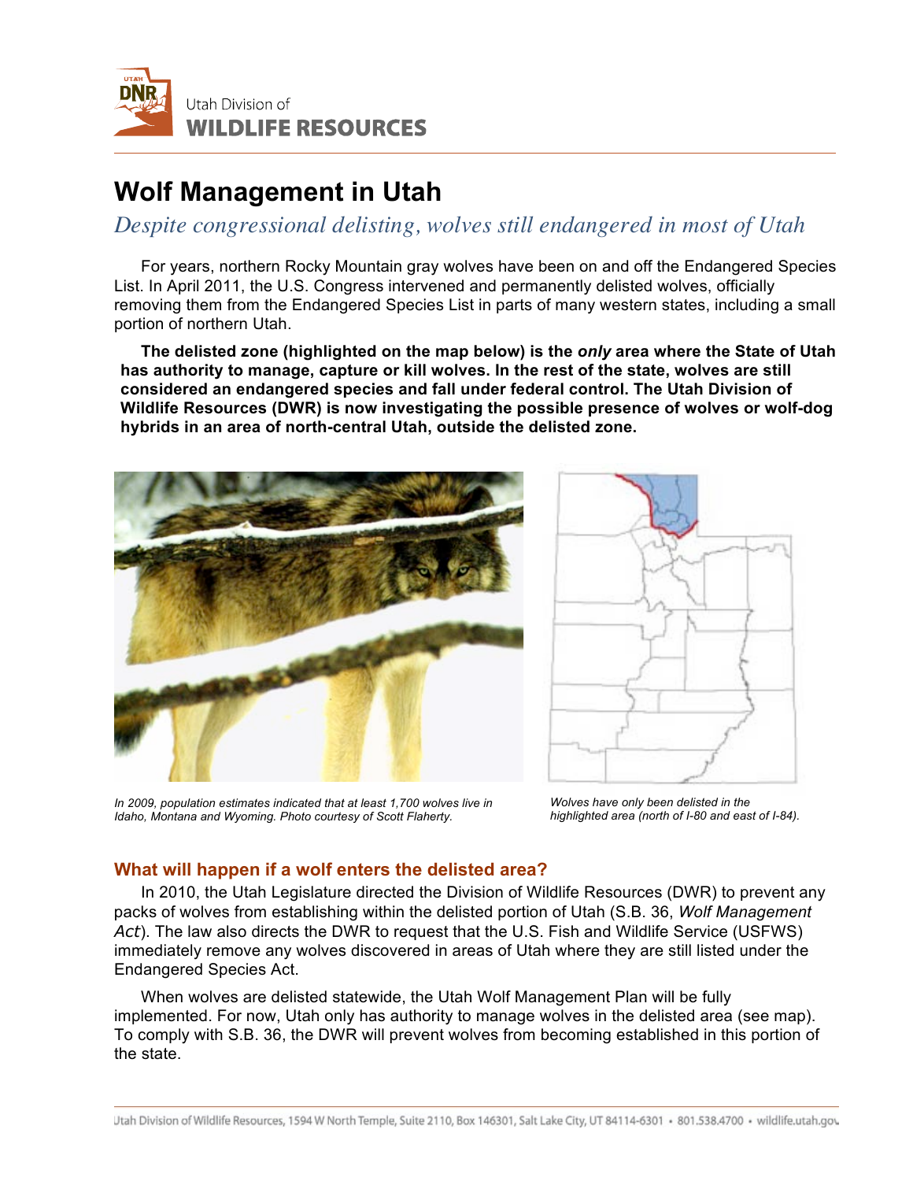Utah Division of
**WILDLIFE RESOURCES**

# Wolf Management in Utah

*Despite congressional delisting, wolves still endangered in most of Utah*

For years, northern Rocky Mountain gray wolves have been on and off the Endangered Species List. In April 2011, the U.S. Congress intervened and permanently delisted wolves, officially removing them from the Endangered Species List in parts of many western states, including a small portion of northern Utah.

**The delisted zone (highlighted on the map below) is the *only* area where the State of Utah has authority to manage, capture or kill wolves. In the rest of the state, wolves are still considered an endangered species and fall under federal control. The Utah Division of Wildlife Resources (DWR) is now investigating the possible presence of wolves or wolf-dog hybrids in an area of north-central Utah, outside the delisted zone.**

*In 2009, population estimates indicated that at least 1,700 wolves live in Idaho, Montana and Wyoming. Photo courtesy of Scott Flaherty.*

*Wolves have only been delisted in the highlighted area (north of I-80 and east of I-84).*

## What will happen if a wolf enters the delisted area?

In 2010, the Utah Legislature directed the Division of Wildlife Resources (DWR) to prevent any packs of wolves from establishing within the delisted portion of Utah (S.B. 36, *Wolf Management Act*). The law also directs the DWR to request that the U.S. Fish and Wildlife Service (USFWS) immediately remove any wolves discovered in areas of Utah where they are still listed under the Endangered Species Act.

When wolves are delisted statewide, the Utah Wolf Management Plan will be fully implemented. For now, Utah only has authority to manage wolves in the delisted area (see map). To comply with S.B. 36, the DWR will prevent wolves from becoming established in this portion of the state.

Utah Division of Wildlife Resources, 1594 W North Temple, Suite 2110, Box 146301, Salt Lake City, UT 84114-6301 • 801.538.4700 • wildlife.utah.gov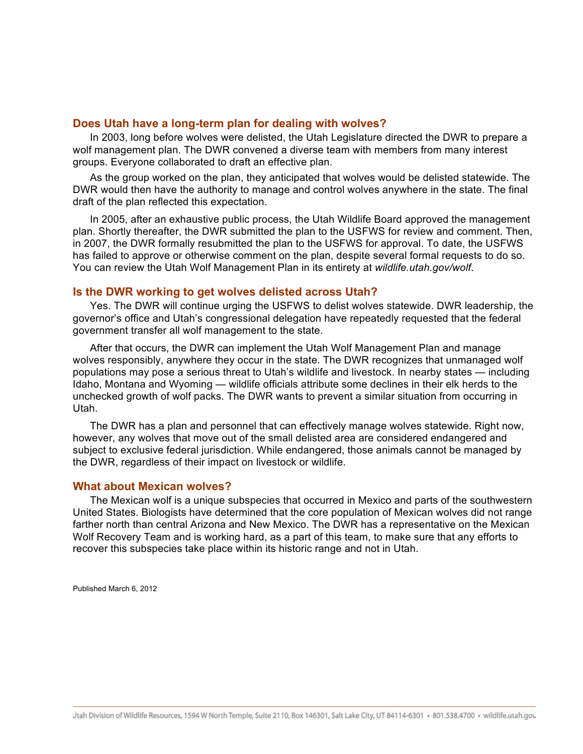## Does Utah have a long-term plan for dealing with wolves?

In 2003, long before wolves were delisted, the Utah Legislature directed the DWR to prepare a wolf management plan. The DWR convened a diverse team with members from many interest groups. Everyone collaborated to draft an effective plan.

As the group worked on the plan, they anticipated that wolves would be delisted statewide. The DWR would then have the authority to manage and control wolves anywhere in the state. The final draft of the plan reflected this expectation.

In 2005, after an exhaustive public process, the Utah Wildlife Board approved the management plan. Shortly thereafter, the DWR submitted the plan to the USFWS for review and comment. Then, in 2007, the DWR formally resubmitted the plan to the USFWS for approval. To date, the USFWS has failed to approve or otherwise comment on the plan, despite several formal requests to do so. You can review the Utah Wolf Management Plan in its entirety at *wildlife.utah.gov/wolf*.

## Is the DWR working to get wolves delisted across Utah?

Yes. The DWR will continue urging the USFWS to delist wolves statewide. DWR leadership, the governor's office and Utah's congressional delegation have repeatedly requested that the federal government transfer all wolf management to the state.

After that occurs, the DWR can implement the Utah Wolf Management Plan and manage wolves responsibly, anywhere they occur in the state. The DWR recognizes that unmanaged wolf populations may pose a serious threat to Utah's wildlife and livestock. In nearby states — including Idaho, Montana and Wyoming — wildlife officials attribute some declines in their elk herds to the unchecked growth of wolf packs. The DWR wants to prevent a similar situation from occurring in Utah.

The DWR has a plan and personnel that can effectively manage wolves statewide. Right now, however, any wolves that move out of the small delisted area are considered endangered and subject to exclusive federal jurisdiction. While endangered, those animals cannot be managed by the DWR, regardless of their impact on livestock or wildlife.

## What about Mexican wolves?

The Mexican wolf is a unique subspecies that occurred in Mexico and parts of the southwestern United States. Biologists have determined that the core population of Mexican wolves did not range farther north than central Arizona and New Mexico. The DWR has a representative on the Mexican Wolf Recovery Team and is working hard, as a part of this team, to make sure that any efforts to recover this subspecies take place within its historic range and not in Utah.

Published March 6, 2012